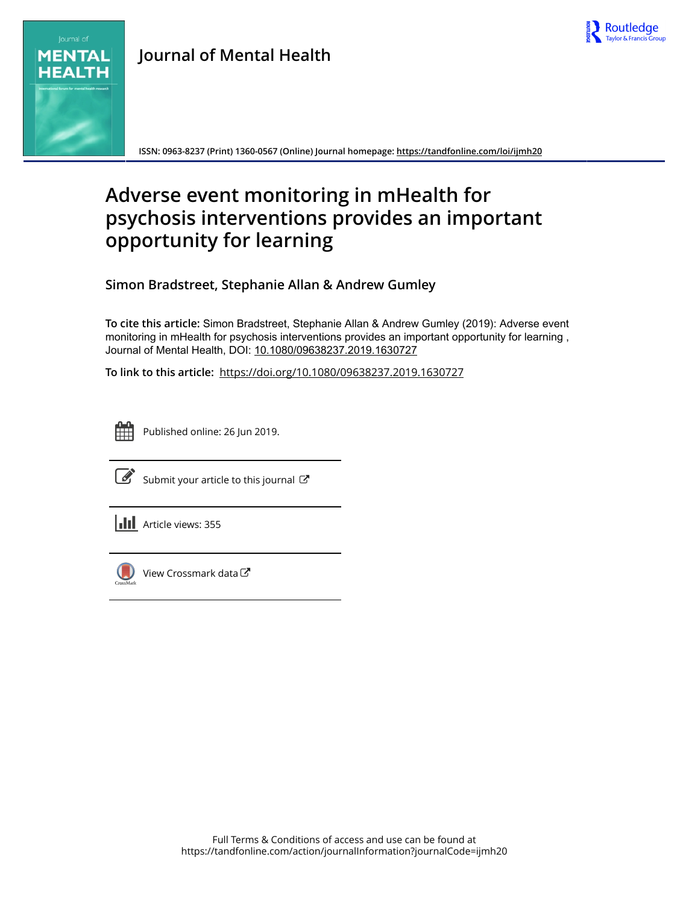# Journal of Mental Health

ISSN: 0963-8237 (Print) 1360-0567 (Online) Journal homepage: https://tandfonline.com/loi/ijmh20

# Adverse event monitoring in mHealth for psychosis interventions provides an important opportunity for learning

**Simon Bradstreet, Stephanie Allan & Andrew Gumley**

**To cite this article:** Simon Bradstreet, Stephanie Allan & Andrew Gumley (2019): Adverse event monitoring in mHealth for psychosis interventions provides an important opportunity for learning , Journal of Mental Health, DOI: 10.1080/09638237.2019.1630727

**To link to this article:** https://doi.org/10.1080/09638237.2019.1630727

Published online: 26 Jun 2019.

Submit your article to this journal

Article views: 355

View Crossmark data

Full Terms & Conditions of access and use can be found at https://tandfonline.com/action/journalInformation?journalCode=ijmh20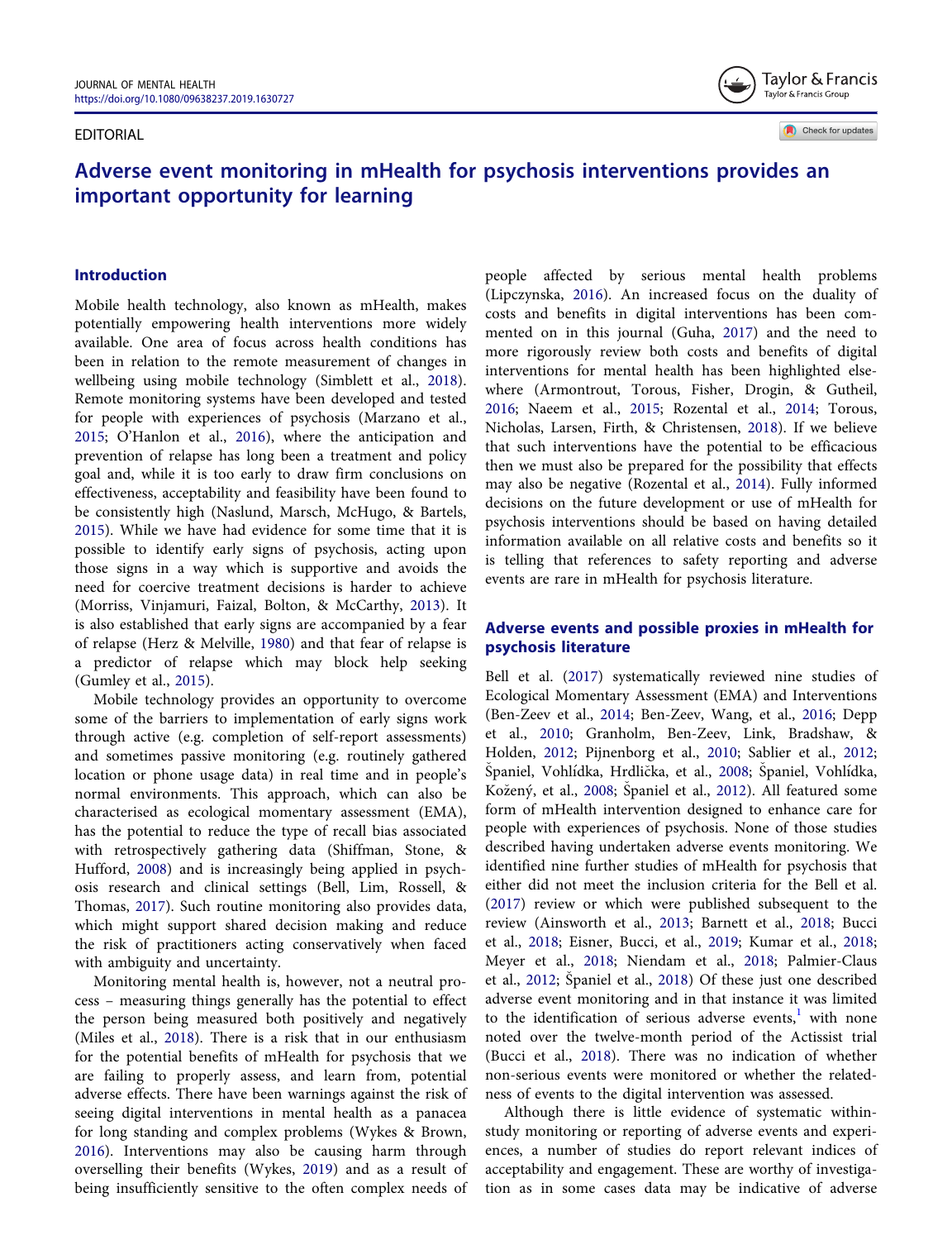EDITORIAL

# Adverse event monitoring in mHealth for psychosis interventions provides an important opportunity for learning

## Introduction

Mobile health technology, also known as mHealth, makes potentially empowering health interventions more widely available. One area of focus across health conditions has been in relation to the remote measurement of changes in wellbeing using mobile technology (Simblett et al., 2018). Remote monitoring systems have been developed and tested for people with experiences of psychosis (Marzano et al., 2015; O'Hanlon et al., 2016), where the anticipation and prevention of relapse has long been a treatment and policy goal and, while it is too early to draw firm conclusions on effectiveness, acceptability and feasibility have been found to be consistently high (Naslund, Marsch, McHugo, & Bartels, 2015). While we have had evidence for some time that it is possible to identify early signs of psychosis, acting upon those signs in a way which is supportive and avoids the need for coercive treatment decisions is harder to achieve (Morriss, Vinjamuri, Faizal, Bolton, & McCarthy, 2013). It is also established that early signs are accompanied by a fear of relapse (Herz & Melville, 1980) and that fear of relapse is a predictor of relapse which may block help seeking (Gumley et al., 2015).

Mobile technology provides an opportunity to overcome some of the barriers to implementation of early signs work through active (e.g. completion of self-report assessments) and sometimes passive monitoring (e.g. routinely gathered location or phone usage data) in real time and in people's normal environments. This approach, which can also be characterised as ecological momentary assessment (EMA), has the potential to reduce the type of recall bias associated with retrospectively gathering data (Shiffman, Stone, & Hufford, 2008) and is increasingly being applied in psychosis research and clinical settings (Bell, Lim, Rossell, & Thomas, 2017). Such routine monitoring also provides data, which might support shared decision making and reduce the risk of practitioners acting conservatively when faced with ambiguity and uncertainty.

Monitoring mental health is, however, not a neutral process – measuring things generally has the potential to effect the person being measured both positively and negatively (Miles et al., 2018). There is a risk that in our enthusiasm for the potential benefits of mHealth for psychosis that we are failing to properly assess, and learn from, potential adverse effects. There have been warnings against the risk of seeing digital interventions in mental health as a panacea for long standing and complex problems (Wykes & Brown, 2016). Interventions may also be causing harm through overselling their benefits (Wykes, 2019) and as a result of being insufficiently sensitive to the often complex needs of people affected by serious mental health problems (Lipczynska, 2016). An increased focus on the duality of costs and benefits in digital interventions has been commented on in this journal (Guha, 2017) and the need to more rigorously review both costs and benefits of digital interventions for mental health has been highlighted elsewhere (Armontrout, Torous, Fisher, Drogin, & Gutheil, 2016; Naeem et al., 2015; Rozental et al., 2014; Torous, Nicholas, Larsen, Firth, & Christensen, 2018). If we believe that such interventions have the potential to be efficacious then we must also be prepared for the possibility that effects may also be negative (Rozental et al., 2014). Fully informed decisions on the future development or use of mHealth for psychosis interventions should be based on having detailed information available on all relative costs and benefits so it is telling that references to safety reporting and adverse events are rare in mHealth for psychosis literature.

## Adverse events and possible proxies in mHealth for psychosis literature

Bell et al. (2017) systematically reviewed nine studies of Ecological Momentary Assessment (EMA) and Interventions (Ben-Zeev et al., 2014; Ben-Zeev, Wang, et al., 2016; Depp et al., 2010; Granholm, Ben-Zeev, Link, Bradshaw, & Holden, 2012; Pijnenborg et al., 2010; Sablier et al., 2012; Španiel, Vohlídka, Hrdlička, et al., 2008; Španiel, Vohlídka, Kožený, et al., 2008; Španiel et al., 2012). All featured some form of mHealth intervention designed to enhance care for people with experiences of psychosis. None of those studies described having undertaken adverse events monitoring. We identified nine further studies of mHealth for psychosis that either did not meet the inclusion criteria for the Bell et al. (2017) review or which were published subsequent to the review (Ainsworth et al., 2013; Barnett et al., 2018; Bucci et al., 2018; Eisner, Bucci, et al., 2019; Kumar et al., 2018; Meyer et al., 2018; Niendam et al., 2018; Palmier-Claus et al., 2012; Španiel et al., 2018) Of these just one described adverse event monitoring and in that instance it was limited to the identification of serious adverse events,[1] with none noted over the twelve-month period of the Actissist trial (Bucci et al., 2018). There was no indication of whether non-serious events were monitored or whether the relatedness of events to the digital intervention was assessed.

Although there is little evidence of systematic within-study monitoring or reporting of adverse events and experiences, a number of studies do report relevant indices of acceptability and engagement. These are worthy of investigation as in some cases data may be indicative of adverse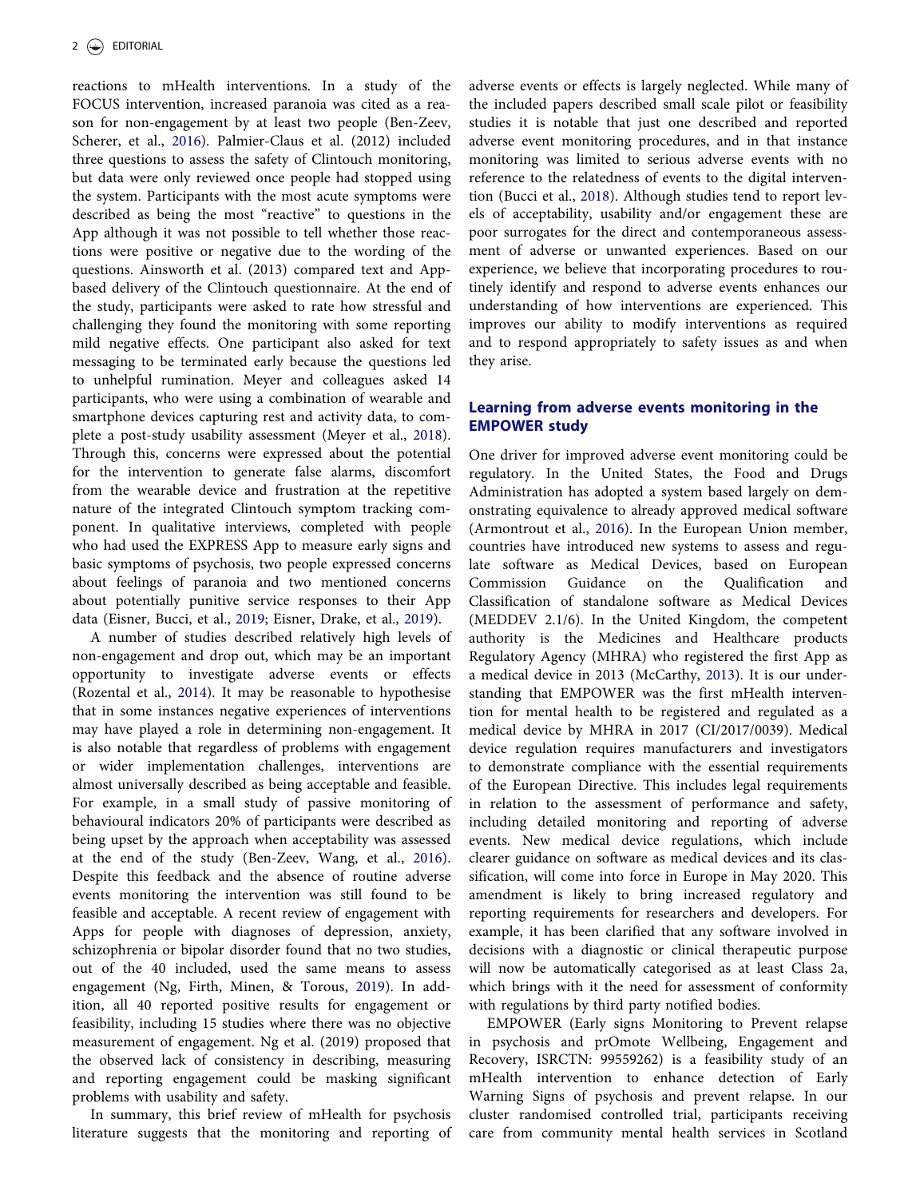reactions to mHealth interventions. In a study of the FOCUS intervention, increased paranoia was cited as a reason for non-engagement by at least two people (Ben-Zeev, Scherer, et al., 2016). Palmier-Claus et al. (2012) included three questions to assess the safety of Clintouch monitoring, but data were only reviewed once people had stopped using the system. Participants with the most acute symptoms were described as being the most "reactive" to questions in the App although it was not possible to tell whether those reactions were positive or negative due to the wording of the questions. Ainsworth et al. (2013) compared text and App-based delivery of the Clintouch questionnaire. At the end of the study, participants were asked to rate how stressful and challenging they found the monitoring with some reporting mild negative effects. One participant also asked for text messaging to be terminated early because the questions led to unhelpful rumination. Meyer and colleagues asked 14 participants, who were using a combination of wearable and smartphone devices capturing rest and activity data, to complete a post-study usability assessment (Meyer et al., 2018). Through this, concerns were expressed about the potential for the intervention to generate false alarms, discomfort from the wearable device and frustration at the repetitive nature of the integrated Clintouch symptom tracking component. In qualitative interviews, completed with people who had used the EXPRESS App to measure early signs and basic symptoms of psychosis, two people expressed concerns about feelings of paranoia and two mentioned concerns about potentially punitive service responses to their App data (Eisner, Bucci, et al., 2019; Eisner, Drake, et al., 2019).

A number of studies described relatively high levels of non-engagement and drop out, which may be an important opportunity to investigate adverse events or effects (Rozental et al., 2014). It may be reasonable to hypothesise that in some instances negative experiences of interventions may have played a role in determining non-engagement. It is also notable that regardless of problems with engagement or wider implementation challenges, interventions are almost universally described as being acceptable and feasible. For example, in a small study of passive monitoring of behavioural indicators 20% of participants were described as being upset by the approach when acceptability was assessed at the end of the study (Ben-Zeev, Wang, et al., 2016). Despite this feedback and the absence of routine adverse events monitoring the intervention was still found to be feasible and acceptable. A recent review of engagement with Apps for people with diagnoses of depression, anxiety, schizophrenia or bipolar disorder found that no two studies, out of the 40 included, used the same means to assess engagement (Ng, Firth, Minen, & Torous, 2019). In addition, all 40 reported positive results for engagement or feasibility, including 15 studies where there was no objective measurement of engagement. Ng et al. (2019) proposed that the observed lack of consistency in describing, measuring and reporting engagement could be masking significant problems with usability and safety.

In summary, this brief review of mHealth for psychosis literature suggests that the monitoring and reporting of adverse events or effects is largely neglected. While many of the included papers described small scale pilot or feasibility studies it is notable that just one described and reported adverse event monitoring procedures, and in that instance monitoring was limited to serious adverse events with no reference to the relatedness of events to the digital intervention (Bucci et al., 2018). Although studies tend to report levels of acceptability, usability and/or engagement these are poor surrogates for the direct and contemporaneous assessment of adverse or unwanted experiences. Based on our experience, we believe that incorporating procedures to routinely identify and respond to adverse events enhances our understanding of how interventions are experienced. This improves our ability to modify interventions as required and to respond appropriately to safety issues as and when they arise.

## Learning from adverse events monitoring in the EMPOWER study

One driver for improved adverse event monitoring could be regulatory. In the United States, the Food and Drugs Administration has adopted a system based largely on demonstrating equivalence to already approved medical software (Armontrout et al., 2016). In the European Union member, countries have introduced new systems to assess and regulate software as Medical Devices, based on European Commission Guidance on the Qualification and Classification of standalone software as Medical Devices (MEDDEV 2.1/6). In the United Kingdom, the competent authority is the Medicines and Healthcare products Regulatory Agency (MHRA) who registered the first App as a medical device in 2013 (McCarthy, 2013). It is our understanding that EMPOWER was the first mHealth intervention for mental health to be registered and regulated as a medical device by MHRA in 2017 (CI/2017/0039). Medical device regulation requires manufacturers and investigators to demonstrate compliance with the essential requirements of the European Directive. This includes legal requirements in relation to the assessment of performance and safety, including detailed monitoring and reporting of adverse events. New medical device regulations, which include clearer guidance on software as medical devices and its classification, will come into force in Europe in May 2020. This amendment is likely to bring increased regulatory and reporting requirements for researchers and developers. For example, it has been clarified that any software involved in decisions with a diagnostic or clinical therapeutic purpose will now be automatically categorised as at least Class 2a, which brings with it the need for assessment of conformity with regulations by third party notified bodies.

EMPOWER (Early signs Monitoring to Prevent relapse in psychosis and prOmote Wellbeing, Engagement and Recovery, ISRCTN: 99559262) is a feasibility study of an mHealth intervention to enhance detection of Early Warning Signs of psychosis and prevent relapse. In our cluster randomised controlled trial, participants receiving care from community mental health services in Scotland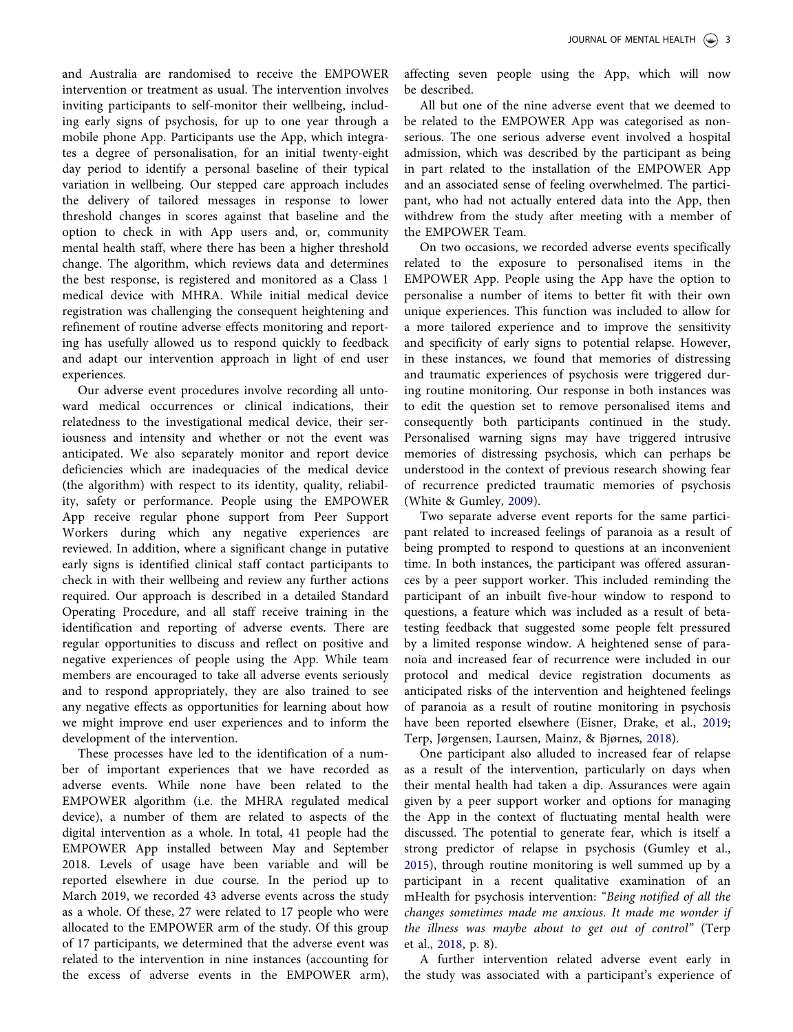and Australia are randomised to receive the EMPOWER intervention or treatment as usual. The intervention involves inviting participants to self-monitor their wellbeing, including early signs of psychosis, for up to one year through a mobile phone App. Participants use the App, which integrates a degree of personalisation, for an initial twenty-eight day period to identify a personal baseline of their typical variation in wellbeing. Our stepped care approach includes the delivery of tailored messages in response to lower threshold changes in scores against that baseline and the option to check in with App users and, or, community mental health staff, where there has been a higher threshold change. The algorithm, which reviews data and determines the best response, is registered and monitored as a Class 1 medical device with MHRA. While initial medical device registration was challenging the consequent heightening and refinement of routine adverse effects monitoring and reporting has usefully allowed us to respond quickly to feedback and adapt our intervention approach in light of end user experiences.

Our adverse event procedures involve recording all untoward medical occurrences or clinical indications, their relatedness to the investigational medical device, their seriousness and intensity and whether or not the event was anticipated. We also separately monitor and report device deficiencies which are inadequacies of the medical device (the algorithm) with respect to its identity, quality, reliability, safety or performance. People using the EMPOWER App receive regular phone support from Peer Support Workers during which any negative experiences are reviewed. In addition, where a significant change in putative early signs is identified clinical staff contact participants to check in with their wellbeing and review any further actions required. Our approach is described in a detailed Standard Operating Procedure, and all staff receive training in the identification and reporting of adverse events. There are regular opportunities to discuss and reflect on positive and negative experiences of people using the App. While team members are encouraged to take all adverse events seriously and to respond appropriately, they are also trained to see any negative effects as opportunities for learning about how we might improve end user experiences and to inform the development of the intervention.

These processes have led to the identification of a number of important experiences that we have recorded as adverse events. While none have been related to the EMPOWER algorithm (i.e. the MHRA regulated medical device), a number of them are related to aspects of the digital intervention as a whole. In total, 41 people had the EMPOWER App installed between May and September 2018. Levels of usage have been variable and will be reported elsewhere in due course. In the period up to March 2019, we recorded 43 adverse events across the study as a whole. Of these, 27 were related to 17 people who were allocated to the EMPOWER arm of the study. Of this group of 17 participants, we determined that the adverse event was related to the intervention in nine instances (accounting for the excess of adverse events in the EMPOWER arm), affecting seven people using the App, which will now be described.

All but one of the nine adverse event that we deemed to be related to the EMPOWER App was categorised as non-serious. The one serious adverse event involved a hospital admission, which was described by the participant as being in part related to the installation of the EMPOWER App and an associated sense of feeling overwhelmed. The participant, who had not actually entered data into the App, then withdrew from the study after meeting with a member of the EMPOWER Team.

On two occasions, we recorded adverse events specifically related to the exposure to personalised items in the EMPOWER App. People using the App have the option to personalise a number of items to better fit with their own unique experiences. This function was included to allow for a more tailored experience and to improve the sensitivity and specificity of early signs to potential relapse. However, in these instances, we found that memories of distressing and traumatic experiences of psychosis were triggered during routine monitoring. Our response in both instances was to edit the question set to remove personalised items and consequently both participants continued in the study. Personalised warning signs may have triggered intrusive memories of distressing psychosis, which can perhaps be understood in the context of previous research showing fear of recurrence predicted traumatic memories of psychosis (White & Gumley, 2009).

Two separate adverse event reports for the same participant related to increased feelings of paranoia as a result of being prompted to respond to questions at an inconvenient time. In both instances, the participant was offered assurances by a peer support worker. This included reminding the participant of an inbuilt five-hour window to respond to questions, a feature which was included as a result of beta-testing feedback that suggested some people felt pressured by a limited response window. A heightened sense of paranoia and increased fear of recurrence were included in our protocol and medical device registration documents as anticipated risks of the intervention and heightened feelings of paranoia as a result of routine monitoring in psychosis have been reported elsewhere (Eisner, Drake, et al., 2019; Terp, Jørgensen, Laursen, Mainz, & Bjørnes, 2018).

One participant also alluded to increased fear of relapse as a result of the intervention, particularly on days when their mental health had taken a dip. Assurances were again given by a peer support worker and options for managing the App in the context of fluctuating mental health were discussed. The potential to generate fear, which is itself a strong predictor of relapse in psychosis (Gumley et al., 2015), through routine monitoring is well summed up by a participant in a recent qualitative examination of an mHealth for psychosis intervention: *"Being notified of all the changes sometimes made me anxious. It made me wonder if the illness was maybe about to get out of control"* (Terp et al., 2018, p. 8).

A further intervention related adverse event early in the study was associated with a participant's experience of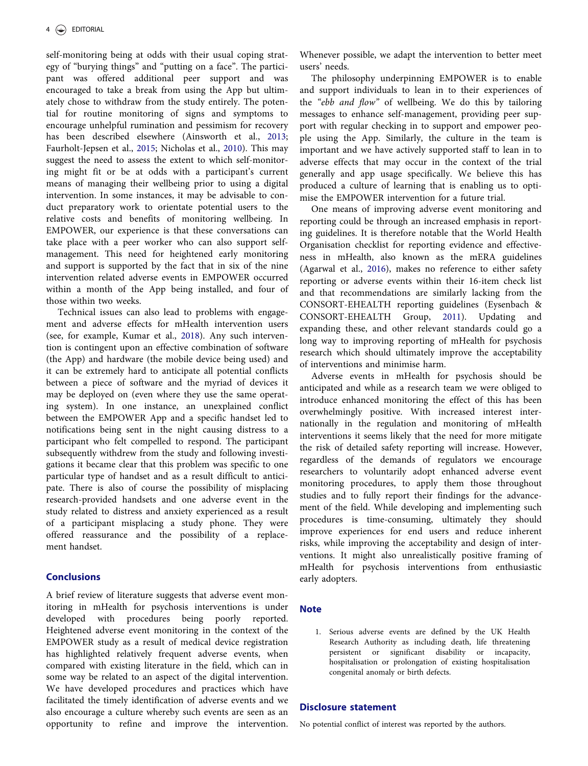self-monitoring being at odds with their usual coping strategy of "burying things" and "putting on a face". The participant was offered additional peer support and was encouraged to take a break from using the App but ultimately chose to withdraw from the study entirely. The potential for routine monitoring of signs and symptoms to encourage unhelpful rumination and pessimism for recovery has been described elsewhere (Ainsworth et al., 2013; Faurholt-Jepsen et al., 2015; Nicholas et al., 2010). This may suggest the need to assess the extent to which self-monitoring might fit or be at odds with a participant's current means of managing their wellbeing prior to using a digital intervention. In some instances, it may be advisable to conduct preparatory work to orientate potential users to the relative costs and benefits of monitoring wellbeing. In EMPOWER, our experience is that these conversations can take place with a peer worker who can also support self-management. This need for heightened early monitoring and support is supported by the fact that in six of the nine intervention related adverse events in EMPOWER occurred within a month of the App being installed, and four of those within two weeks.

Technical issues can also lead to problems with engagement and adverse effects for mHealth intervention users (see, for example, Kumar et al., 2018). Any such intervention is contingent upon an effective combination of software (the App) and hardware (the mobile device being used) and it can be extremely hard to anticipate all potential conflicts between a piece of software and the myriad of devices it may be deployed on (even where they use the same operating system). In one instance, an unexplained conflict between the EMPOWER App and a specific handset led to notifications being sent in the night causing distress to a participant who felt compelled to respond. The participant subsequently withdrew from the study and following investigations it became clear that this problem was specific to one particular type of handset and as a result difficult to anticipate. There is also of course the possibility of misplacing research-provided handsets and one adverse event in the study related to distress and anxiety experienced as a result of a participant misplacing a study phone. They were offered reassurance and the possibility of a replacement handset.

## Conclusions

A brief review of literature suggests that adverse event monitoring in mHealth for psychosis interventions is under developed with procedures being poorly reported. Heightened adverse event monitoring in the context of the EMPOWER study as a result of medical device registration has highlighted relatively frequent adverse events, when compared with existing literature in the field, which can in some way be related to an aspect of the digital intervention. We have developed procedures and practices which have facilitated the timely identification of adverse events and we also encourage a culture whereby such events are seen as an opportunity to refine and improve the intervention. Whenever possible, we adapt the intervention to better meet users' needs.

The philosophy underpinning EMPOWER is to enable and support individuals to lean in to their experiences of the *"ebb and flow"* of wellbeing. We do this by tailoring messages to enhance self-management, providing peer support with regular checking in to support and empower people using the App. Similarly, the culture in the team is important and we have actively supported staff to lean in to adverse effects that may occur in the context of the trial generally and app usage specifically. We believe this has produced a culture of learning that is enabling us to optimise the EMPOWER intervention for a future trial.

One means of improving adverse event monitoring and reporting could be through an increased emphasis in reporting guidelines. It is therefore notable that the World Health Organisation checklist for reporting evidence and effectiveness in mHealth, also known as the mERA guidelines (Agarwal et al., 2016), makes no reference to either safety reporting or adverse events within their 16-item check list and that recommendations are similarly lacking from the CONSORT-EHEALTH reporting guidelines (Eysenbach & CONSORT-EHEALTH Group, 2011). Updating and expanding these, and other relevant standards could go a long way to improving reporting of mHealth for psychosis research which should ultimately improve the acceptability of interventions and minimise harm.

Adverse events in mHealth for psychosis should be anticipated and while as a research team we were obliged to introduce enhanced monitoring the effect of this has been overwhelmingly positive. With increased interest internationally in the regulation and monitoring of mHealth interventions it seems likely that the need for more mitigate the risk of detailed safety reporting will increase. However, regardless of the demands of regulators we encourage researchers to voluntarily adopt enhanced adverse event monitoring procedures, to apply them those throughout studies and to fully report their findings for the advancement of the field. While developing and implementing such procedures is time-consuming, ultimately they should improve experiences for end users and reduce inherent risks, while improving the acceptability and design of interventions. It might also unrealistically positive framing of mHealth for psychosis interventions from enthusiastic early adopters.

## Note

1. Serious adverse events are defined by the UK Health Research Authority as including death, life threatening persistent or significant disability or incapacity, hospitalisation or prolongation of existing hospitalisation congenital anomaly or birth defects.

## Disclosure statement

No potential conflict of interest was reported by the authors.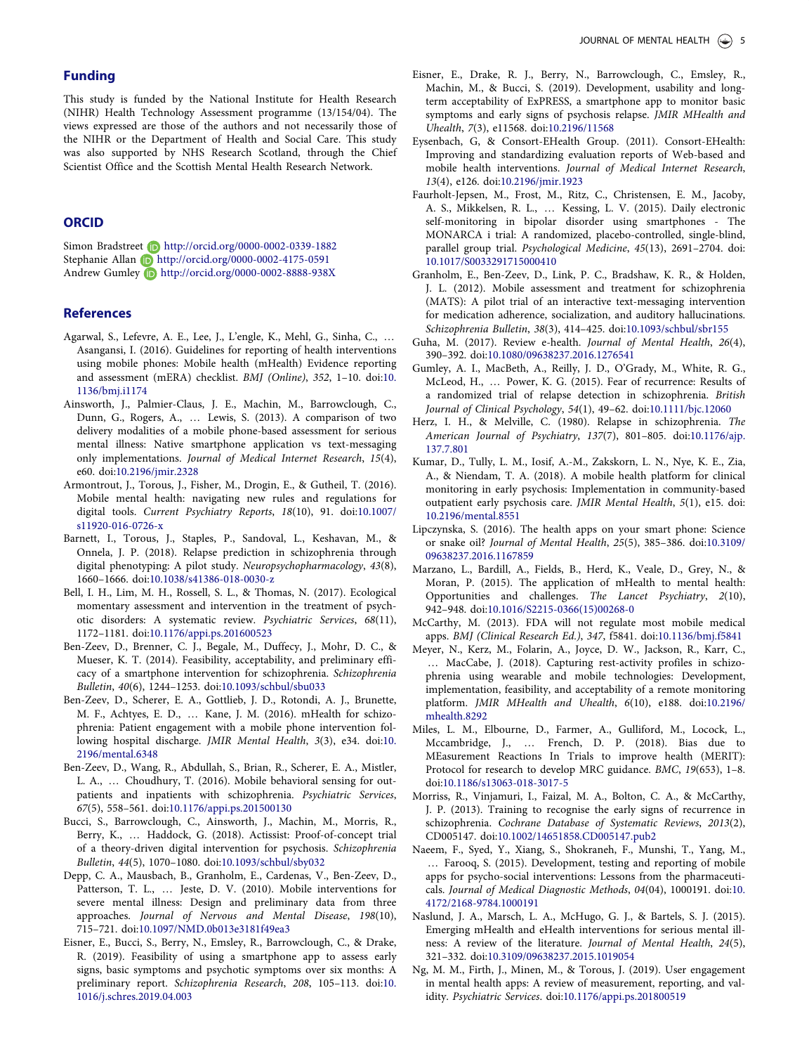## Funding

This study is funded by the National Institute for Health Research (NIHR) Health Technology Assessment programme (13/154/04). The views expressed are those of the authors and not necessarily those of the NIHR or the Department of Health and Social Care. This study was also supported by NHS Research Scotland, through the Chief Scientist Office and the Scottish Mental Health Research Network.

## ORCID

Simon Bradstreet http://orcid.org/0000-0002-0339-1882
Stephanie Allan http://orcid.org/0000-0002-4175-0591
Andrew Gumley http://orcid.org/0000-0002-8888-938X

## References

Agarwal, S., Lefevre, A. E., Lee, J., L'engle, K., Mehl, G., Sinha, C., … Asangansi, I. (2016). Guidelines for reporting of health interventions using mobile phones: Mobile health (mHealth) Evidence reporting and assessment (mERA) checklist. *BMJ (Online)*, *352*, 1–10. doi:10.1136/bmj.i1174

Ainsworth, J., Palmier-Claus, J. E., Machin, M., Barrowclough, C., Dunn, G., Rogers, A., … Lewis, S. (2013). A comparison of two delivery modalities of a mobile phone-based assessment for serious mental illness: Native smartphone application vs text-messaging only implementations. *Journal of Medical Internet Research*, *15*(4), e60. doi:10.2196/jmir.2328

Armontrout, J., Torous, J., Fisher, M., Drogin, E., & Gutheil, T. (2016). Mobile mental health: navigating new rules and regulations for digital tools. *Current Psychiatry Reports*, *18*(10), 91. doi:10.1007/s11920-016-0726-x

Barnett, I., Torous, J., Staples, P., Sandoval, L., Keshavan, M., & Onnela, J. P. (2018). Relapse prediction in schizophrenia through digital phenotyping: A pilot study. *Neuropsychopharmacology*, *43*(8), 1660–1666. doi:10.1038/s41386-018-0030-z

Bell, I. H., Lim, M. H., Rossell, S. L., & Thomas, N. (2017). Ecological momentary assessment and intervention in the treatment of psychotic disorders: A systematic review. *Psychiatric Services*, *68*(11), 1172–1181. doi:10.1176/appi.ps.201600523

Ben-Zeev, D., Brenner, C. J., Begale, M., Duffecy, J., Mohr, D. C., & Mueser, K. T. (2014). Feasibility, acceptability, and preliminary efficacy of a smartphone intervention for schizophrenia. *Schizophrenia Bulletin*, *40*(6), 1244–1253. doi:10.1093/schbul/sbu033

Ben-Zeev, D., Scherer, E. A., Gottlieb, J. D., Rotondi, A. J., Brunette, M. F., Achtyes, E. D., … Kane, J. M. (2016). mHealth for schizophrenia: Patient engagement with a mobile phone intervention following hospital discharge. *JMIR Mental Health*, *3*(3), e34. doi:10.2196/mental.6348

Ben-Zeev, D., Wang, R., Abdullah, S., Brian, R., Scherer, E. A., Mistler, L. A., … Choudhury, T. (2016). Mobile behavioral sensing for outpatients and inpatients with schizophrenia. *Psychiatric Services*, *67*(5), 558–561. doi:10.1176/appi.ps.201500130

Bucci, S., Barrowclough, C., Ainsworth, J., Machin, M., Morris, R., Berry, K., … Haddock, G. (2018). Actissist: Proof-of-concept trial of a theory-driven digital intervention for psychosis. *Schizophrenia Bulletin*, *44*(5), 1070–1080. doi:10.1093/schbul/sby032

Depp, C. A., Mausbach, B., Granholm, E., Cardenas, V., Ben-Zeev, D., Patterson, T. L., … Jeste, D. V. (2010). Mobile interventions for severe mental illness: Design and preliminary data from three approaches. *Journal of Nervous and Mental Disease*, *198*(10), 715–721. doi:10.1097/NMD.0b013e3181f49ea3

Eisner, E., Bucci, S., Berry, N., Emsley, R., Barrowclough, C., & Drake, R. (2019). Feasibility of using a smartphone app to assess early signs, basic symptoms and psychotic symptoms over six months: A preliminary report. *Schizophrenia Research*, *208*, 105–113. doi:10.1016/j.schres.2019.04.003

Eisner, E., Drake, R. J., Berry, N., Barrowclough, C., Emsley, R., Machin, M., & Bucci, S. (2019). Development, usability and long-term acceptability of ExPRESS, a smartphone app to monitor basic symptoms and early signs of psychosis relapse. *JMIR MHealth and Uhealth*, *7*(3), e11568. doi:10.2196/11568

Eysenbach, G, & Consort-EHealth Group. (2011). Consort-EHealth: Improving and standardizing evaluation reports of Web-based and mobile health interventions. *Journal of Medical Internet Research*, *13*(4), e126. doi:10.2196/jmir.1923

Faurholt-Jepsen, M., Frost, M., Ritz, C., Christensen, E. M., Jacoby, A. S., Mikkelsen, R. L., … Kessing, L. V. (2015). Daily electronic self-monitoring in bipolar disorder using smartphones - The MONARCA i trial: A randomized, placebo-controlled, single-blind, parallel group trial. *Psychological Medicine*, *45*(13), 2691–2704. doi:10.1017/S0033291715000410

Granholm, E., Ben-Zeev, D., Link, P. C., Bradshaw, K. R., & Holden, J. L. (2012). Mobile assessment and treatment for schizophrenia (MATS): A pilot trial of an interactive text-messaging intervention for medication adherence, socialization, and auditory hallucinations. *Schizophrenia Bulletin*, *38*(3), 414–425. doi:10.1093/schbul/sbr155

Guha, M. (2017). Review e-health. *Journal of Mental Health*, *26*(4), 390–392. doi:10.1080/09638237.2016.1276541

Gumley, A. I., MacBeth, A., Reilly, J. D., O'Grady, M., White, R. G., McLeod, H., … Power, K. G. (2015). Fear of recurrence: Results of a randomized trial of relapse detection in schizophrenia. *British Journal of Clinical Psychology*, *54*(1), 49–62. doi:10.1111/bjc.12060

Herz, I. H., & Melville, C. (1980). Relapse in schizophrenia. *The American Journal of Psychiatry*, *137*(7), 801–805. doi:10.1176/ajp.137.7.801

Kumar, D., Tully, L. M., Iosif, A.-M., Zakskorn, L. N., Nye, K. E., Zia, A., & Niendam, T. A. (2018). A mobile health platform for clinical monitoring in early psychosis: Implementation in community-based outpatient early psychosis care. *JMIR Mental Health*, *5*(1), e15. doi:10.2196/mental.8551

Lipczynska, S. (2016). The health apps on your smart phone: Science or snake oil? *Journal of Mental Health*, *25*(5), 385–386. doi:10.3109/09638237.2016.1167859

Marzano, L., Bardill, A., Fields, B., Herd, K., Veale, D., Grey, N., & Moran, P. (2015). The application of mHealth to mental health: Opportunities and challenges. *The Lancet Psychiatry*, *2*(10), 942–948. doi:10.1016/S2215-0366(15)00268-0

McCarthy, M. (2013). FDA will not regulate most mobile medical apps. *BMJ (Clinical Research Ed.)*, *347*, f5841. doi:10.1136/bmj.f5841

Meyer, N., Kerz, M., Folarin, A., Joyce, D. W., Jackson, R., Karr, C., … MacCabe, J. (2018). Capturing rest-activity profiles in schizophrenia using wearable and mobile technologies: Development, implementation, feasibility, and acceptability of a remote monitoring platform. *JMIR MHealth and Uhealth*, *6*(10), e188. doi:10.2196/mhealth.8292

Miles, L. M., Elbourne, D., Farmer, A., Gulliford, M., Locock, L., Mccambridge, J., … French, D. P. (2018). Bias due to MEasurement Reactions In Trials to improve health (MERIT): Protocol for research to develop MRC guidance. *BMC*, *19*(653), 1–8. doi:10.1186/s13063-018-3017-5

Morriss, R., Vinjamuri, I., Faizal, M. A., Bolton, C. A., & McCarthy, J. P. (2013). Training to recognise the early signs of recurrence in schizophrenia. *Cochrane Database of Systematic Reviews*, *2013*(2), CD005147. doi:10.1002/14651858.CD005147.pub2

Naeem, F., Syed, Y., Xiang, S., Shokraneh, F., Munshi, T., Yang, M., … Farooq, S. (2015). Development, testing and reporting of mobile apps for psycho-social interventions: Lessons from the pharmaceuticals. *Journal of Medical Diagnostic Methods*, *04*(04), 1000191. doi:10.4172/2168-9784.1000191

Naslund, J. A., Marsch, L. A., McHugo, G. J., & Bartels, S. J. (2015). Emerging mHealth and eHealth interventions for serious mental illness: A review of the literature. *Journal of Mental Health*, *24*(5), 321–332. doi:10.3109/09638237.2015.1019054

Ng, M. M., Firth, J., Minen, M., & Torous, J. (2019). User engagement in mental health apps: A review of measurement, reporting, and validity. *Psychiatric Services*. doi:10.1176/appi.ps.201800519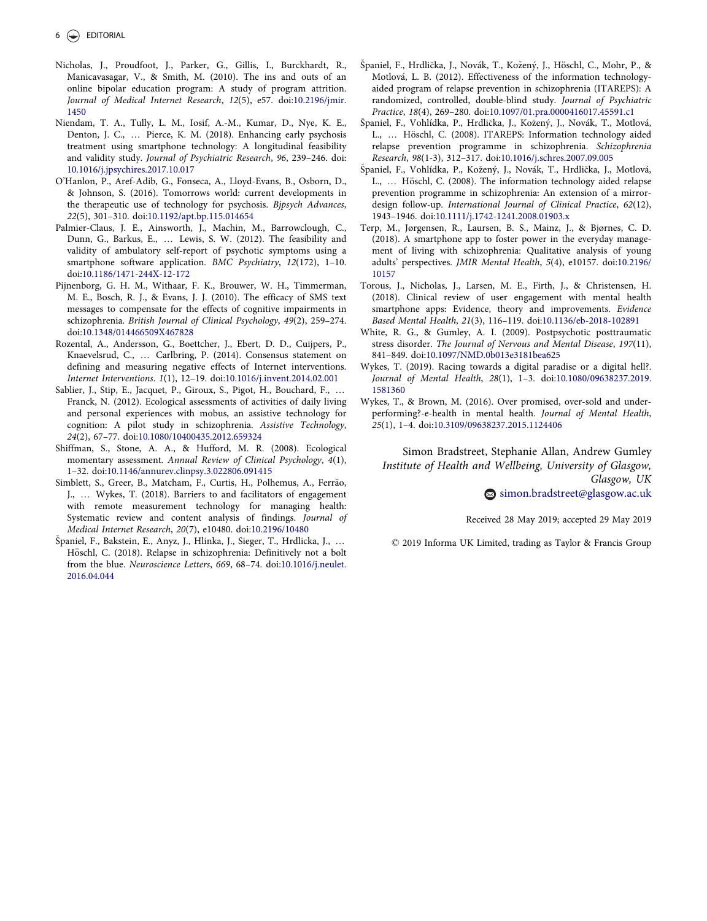Nicholas, J., Proudfoot, J., Parker, G., Gillis, I., Burckhardt, R., Manicavasagar, V., & Smith, M. (2010). The ins and outs of an online bipolar education program: A study of program attrition. *Journal of Medical Internet Research*, *12*(5), e57. doi:10.2196/jmir.1450

Niendam, T. A., Tully, L. M., Iosif, A.-M., Kumar, D., Nye, K. E., Denton, J. C., … Pierce, K. M. (2018). Enhancing early psychosis treatment using smartphone technology: A longitudinal feasibility and validity study. *Journal of Psychiatric Research*, *96*, 239–246. doi:10.1016/j.jpsychires.2017.10.017

O'Hanlon, P., Aref-Adib, G., Fonseca, A., Lloyd-Evans, B., Osborn, D., & Johnson, S. (2016). Tomorrows world: current developments in the therapeutic use of technology for psychosis. *Bjpsych Advances*, *22*(5), 301–310. doi:10.1192/apt.bp.115.014654

Palmier-Claus, J. E., Ainsworth, J., Machin, M., Barrowclough, C., Dunn, G., Barkus, E., … Lewis, S. W. (2012). The feasibility and validity of ambulatory self-report of psychotic symptoms using a smartphone software application. *BMC Psychiatry*, *12*(172), 1–10. doi:10.1186/1471-244X-12-172

Pijnenborg, G. H. M., Withaar, F. K., Brouwer, W. H., Timmerman, M. E., Bosch, R. J., & Evans, J. J. (2010). The efficacy of SMS text messages to compensate for the effects of cognitive impairments in schizophrenia. *British Journal of Clinical Psychology*, *49*(2), 259–274. doi:10.1348/014466509X467828

Rozental, A., Andersson, G., Boettcher, J., Ebert, D. D., Cuijpers, P., Knaevelsrud, C., … Carlbring, P. (2014). Consensus statement on defining and measuring negative effects of Internet interventions. *Internet Interventions*. *1*(1), 12–19. doi:10.1016/j.invent.2014.02.001

Sablier, J., Stip, E., Jacquet, P., Giroux, S., Pigot, H., Bouchard, F., … Franck, N. (2012). Ecological assessments of activities of daily living and personal experiences with mobus, an assistive technology for cognition: A pilot study in schizophrenia. *Assistive Technology*, *24*(2), 67–77. doi:10.1080/10400435.2012.659324

Shiffman, S., Stone, A. A., & Hufford, M. R. (2008). Ecological momentary assessment. *Annual Review of Clinical Psychology*, *4*(1), 1–32. doi:10.1146/annurev.clinpsy.3.022806.091415

Simblett, S., Greer, B., Matcham, F., Curtis, H., Polhemus, A., Ferrão, J., … Wykes, T. (2018). Barriers to and facilitators of engagement with remote measurement technology for managing health: Systematic review and content analysis of findings. *Journal of Medical Internet Research*, *20*(7), e10480. doi:10.2196/10480

Španiel, F., Bakstein, E., Anyz, J., Hlinka, J., Sieger, T., Hrdlicka, J., … Höschl, C. (2018). Relapse in schizophrenia: Definitively not a bolt from the blue. *Neuroscience Letters*, *669*, 68–74. doi:10.1016/j.neulet.2016.04.044

Španiel, F., Hrdlička, J., Novák, T., Kožený, J., Höschl, C., Mohr, P., & Motlová, L. B. (2012). Effectiveness of the information technology-aided program of relapse prevention in schizophrenia (ITAREPS): A randomized, controlled, double-blind study. *Journal of Psychiatric Practice*, *18*(4), 269–280. doi:10.1097/01.pra.0000416017.45591.c1

Španiel, F., Vohlídka, P., Hrdlička, J., Kožený, J., Novák, T., Motlová, L., … Höschl, C. (2008). ITAREPS: Information technology aided relapse prevention programme in schizophrenia. *Schizophrenia Research*, *98*(1-3), 312–317. doi:10.1016/j.schres.2007.09.005

Španiel, F., Vohlídka, P., Kožený, J., Novák, T., Hrdlička, J., Motlová, L., … Höschl, C. (2008). The information technology aided relapse prevention programme in schizophrenia: An extension of a mirror-design follow-up. *International Journal of Clinical Practice*, *62*(12), 1943–1946. doi:10.1111/j.1742-1241.2008.01903.x

Terp, M., Jørgensen, R., Laursen, B. S., Mainz, J., & Bjørnes, C. D. (2018). A smartphone app to foster power in the everyday management of living with schizophrenia: Qualitative analysis of young adults' perspectives. *JMIR Mental Health*, *5*(4), e10157. doi:10.2196/10157

Torous, J., Nicholas, J., Larsen, M. E., Firth, J., & Christensen, H. (2018). Clinical review of user engagement with mental health smartphone apps: Evidence, theory and improvements. *Evidence Based Mental Health*, *21*(3), 116–119. doi:10.1136/eb-2018-102891

White, R. G., & Gumley, A. I. (2009). Postpsychotic posttraumatic stress disorder. *The Journal of Nervous and Mental Disease*, *197*(11), 841–849. doi:10.1097/NMD.0b013e3181bea625

Wykes, T. (2019). Racing towards a digital paradise or a digital hell?. *Journal of Mental Health*, *28*(1), 1–3. doi:10.1080/09638237.2019.1581360

Wykes, T., & Brown, M. (2016). Over promised, over-sold and underperforming?-e-health in mental health. *Journal of Mental Health*, *25*(1), 1–4. doi:10.3109/09638237.2015.1124406

Simon Bradstreet, Stephanie Allan, Andrew Gumley
*Institute of Health and Wellbeing, University of Glasgow, Glasgow, UK*
simon.bradstreet@glasgow.ac.uk

Received 28 May 2019; accepted 29 May 2019

© 2019 Informa UK Limited, trading as Taylor & Francis Group